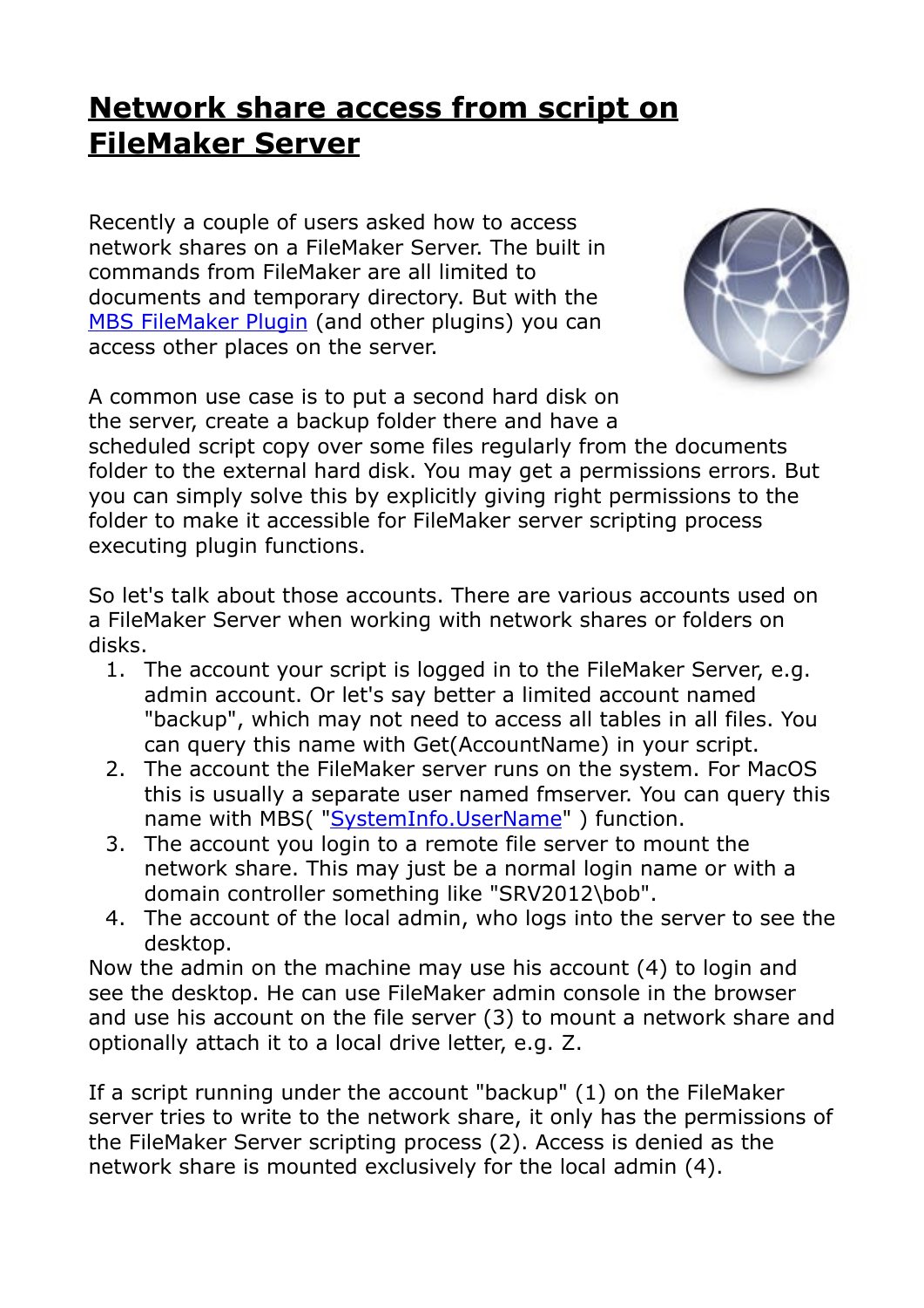# Network share access from script on FileMaker Server

Recently a couple of users asked how to access network shares on a FileMaker Server. The built in commands from FileMaker are all limited to documents and temporary directory. But with the MBS FileMaker Plugin (and other plugins) you can access other places on the server.

A common use case is to put a second hard disk on the server, create a backup folder there and have a scheduled script copy over some files regularly from the documents folder to the external hard disk. You may get a permissions errors. But you can simply solve this by explicitly giving right permissions to the folder to make it accessible for FileMaker server scripting process executing plugin functions.

So let's talk about those accounts. There are various accounts used on a FileMaker Server when working with network shares or folders on disks.

1. The account your script is logged in to the FileMaker Server, e.g. admin account. Or let's say better a limited account named "backup", which may not need to access all tables in all files. You can query this name with Get(AccountName) in your script.
2. The account the FileMaker server runs on the system. For MacOS this is usually a separate user named fmserver. You can query this name with MBS( "SystemInfo.UserName" ) function.
3. The account you login to a remote file server to mount the network share. This may just be a normal login name or with a domain controller something like "SRV2012\bob".
4. The account of the local admin, who logs into the server to see the desktop.

Now the admin on the machine may use his account (4) to login and see the desktop. He can use FileMaker admin console in the browser and use his account on the file server (3) to mount a network share and optionally attach it to a local drive letter, e.g. Z.

If a script running under the account "backup" (1) on the FileMaker server tries to write to the network share, it only has the permissions of the FileMaker Server scripting process (2). Access is denied as the network share is mounted exclusively for the local admin (4).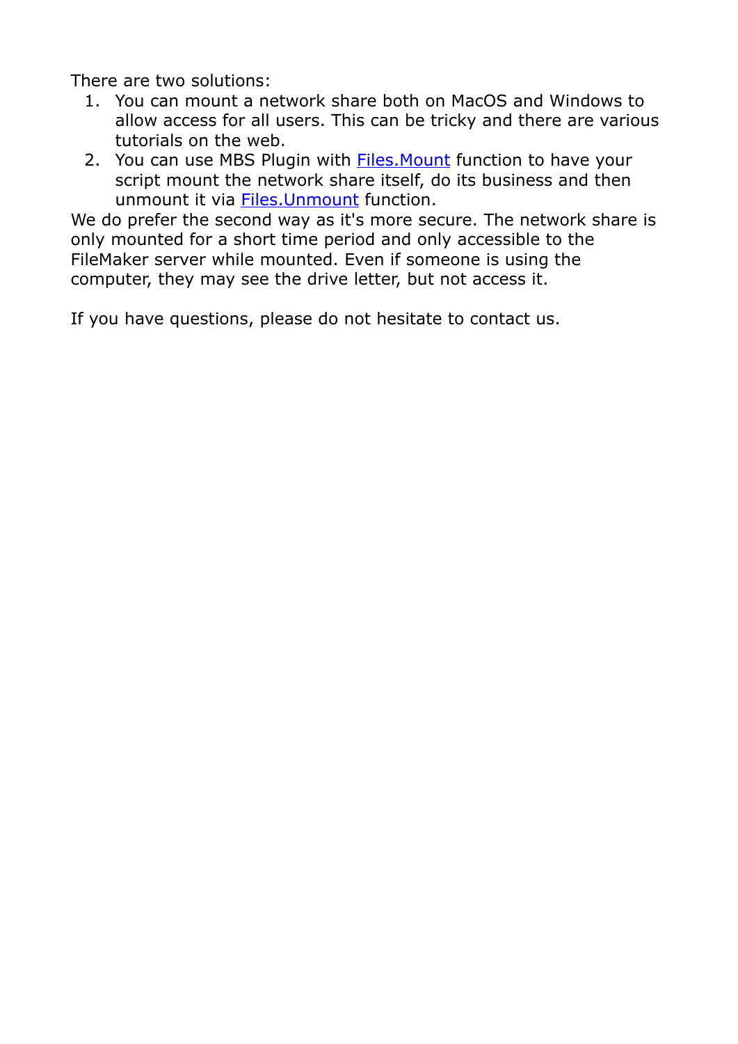There are two solutions:

1. You can mount a network share both on MacOS and Windows to allow access for all users. This can be tricky and there are various tutorials on the web.
2. You can use MBS Plugin with Files.Mount function to have your script mount the network share itself, do its business and then unmount it via Files.Unmount function.

We do prefer the second way as it's more secure. The network share is only mounted for a short time period and only accessible to the FileMaker server while mounted. Even if someone is using the computer, they may see the drive letter, but not access it.

If you have questions, please do not hesitate to contact us.